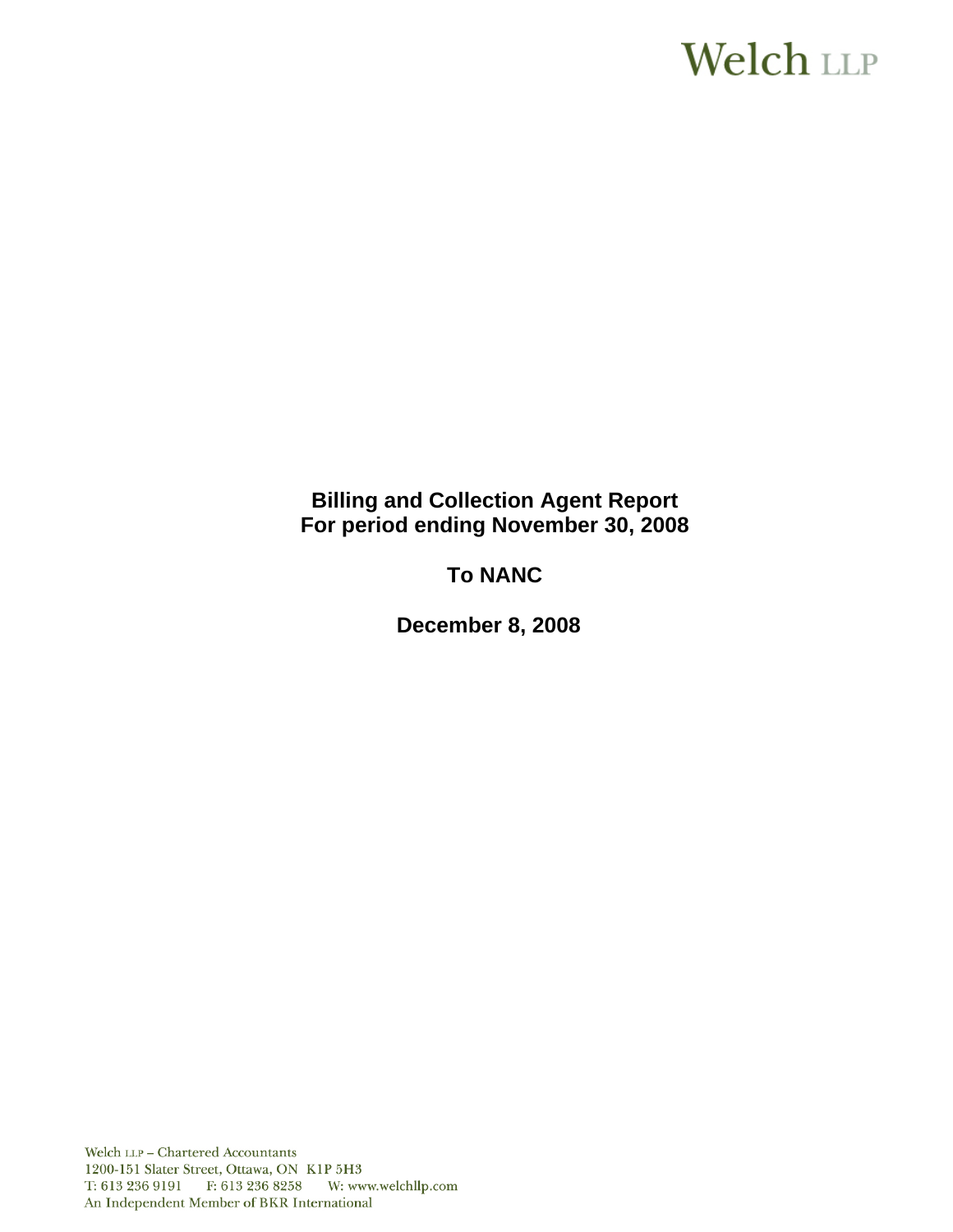Welch LLP

**Billing and Collection Agent Report**
**For period ending November 30, 2008**

**To NANC**

**December 8, 2008**

Welch LLP – Chartered Accountants
1200-151 Slater Street, Ottawa, ON K1P 5H3
T: 613 236 9191 F: 613 236 8258 W: www.welchllp.com
An Independent Member of BKR International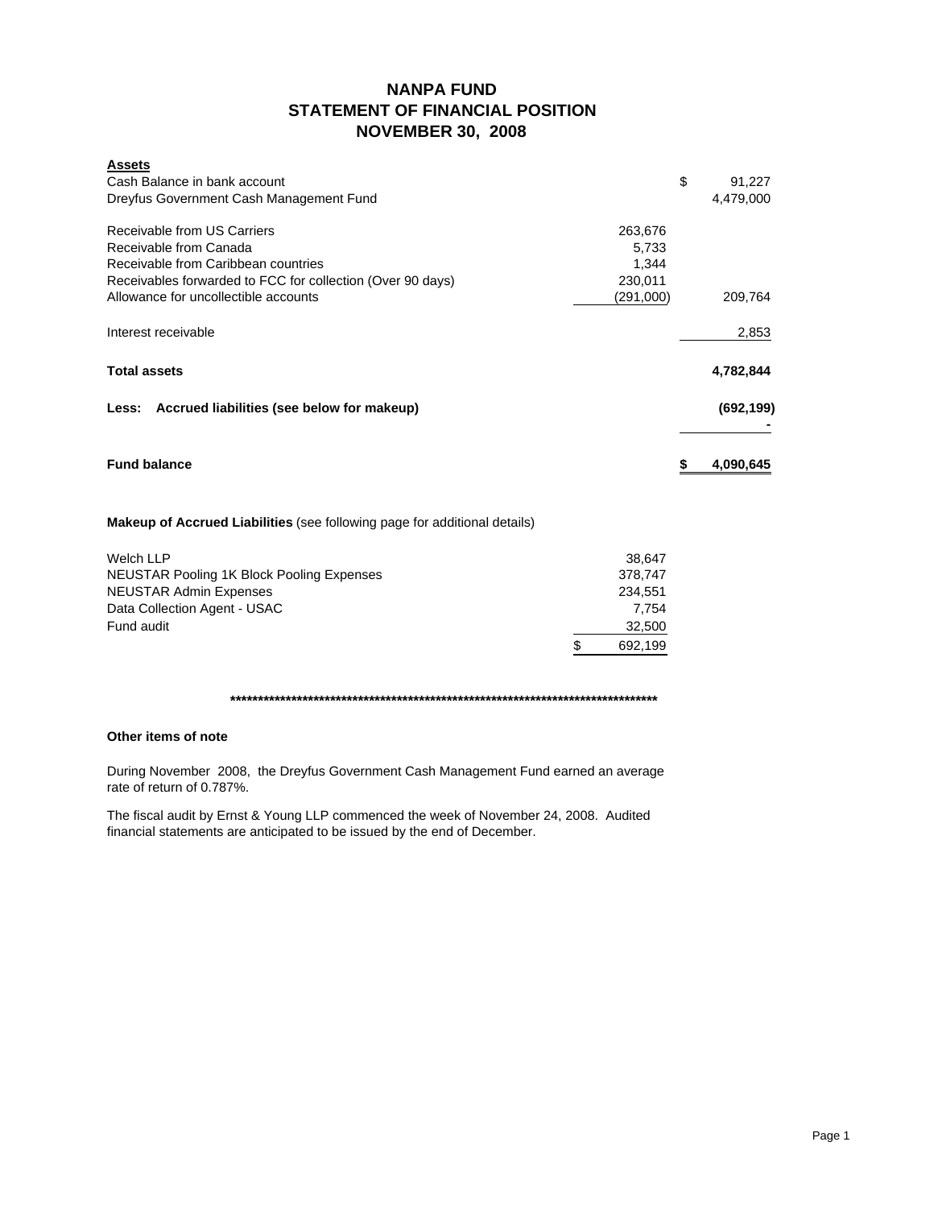# NANPA FUND
## STATEMENT OF FINANCIAL POSITION
## NOVEMBER 30, 2008

| **Assets** | | |
|---|---|---|
| Cash Balance in bank account | | $ 91,227 |
| Dreyfus Government Cash Management Fund | | 4,479,000 |
| | | |
| Receivable from US Carriers | 263,676 | |
| Receivable from Canada | 5,733 | |
| Receivable from Caribbean countries | 1,344 | |
| Receivables forwarded to FCC for collection (Over 90 days) | 230,011 | |
| Allowance for uncollectible accounts | (291,000) | 209,764 |
| | | |
| Interest receivable | | 2,853 |
| | | |
| **Total assets** | | **4,782,844** |
| | | |
| **Less: Accrued liabilities (see below for makeup)** | | **(692,199)** |
| | | - |
| | | |
| **Fund balance** | | **$ 4,090,645** |

**Makeup of Accrued Liabilities** (see following page for additional details)

| | |
|---|---|
| Welch LLP | 38,647 |
| NEUSTAR Pooling 1K Block Pooling Expenses | 378,747 |
| NEUSTAR Admin Expenses | 234,551 |
| Data Collection Agent - USAC | 7,754 |
| Fund audit | 32,500 |
| | $ 692,199 |

**********************************************************************************

**Other items of note**

During November 2008, the Dreyfus Government Cash Management Fund earned an average rate of return of 0.787%.

The fiscal audit by Ernst & Young LLP commenced the week of November 24, 2008. Audited financial statements are anticipated to be issued by the end of December.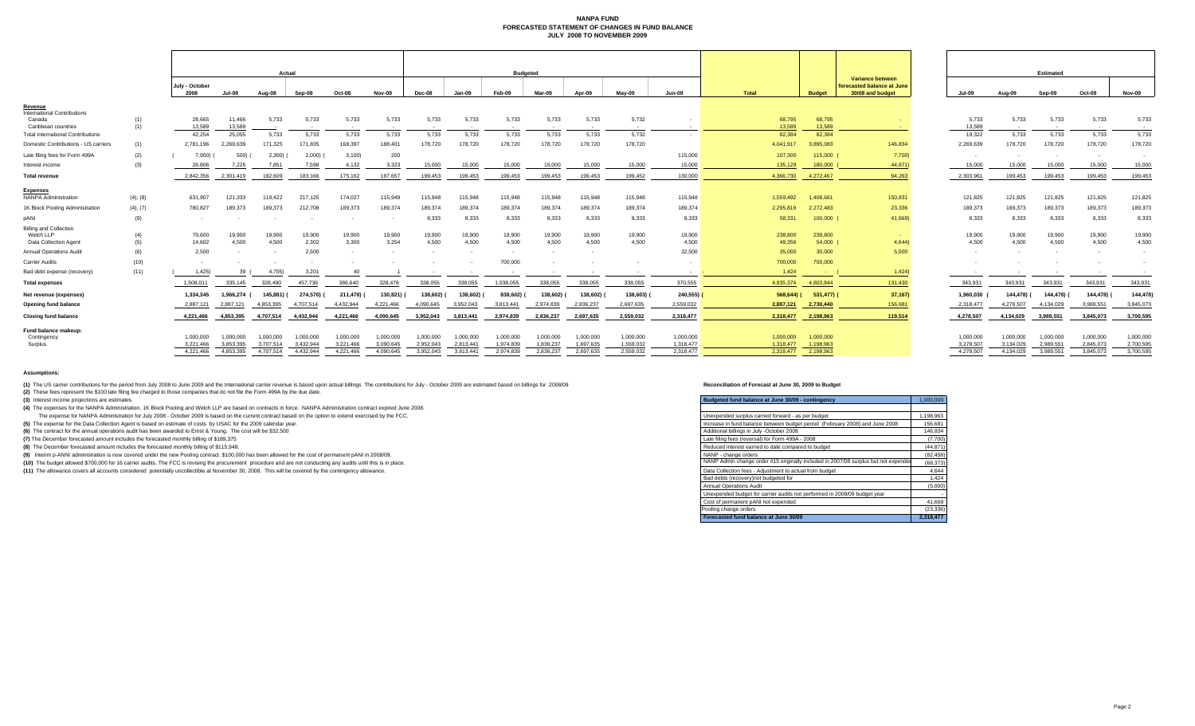# NANPA FUND
## FORECASTED STATEMENT OF CHANGES IN FUND BALANCE
### JULY 2008 TO NOVEMBER 2009

| | | Actual | | | | | | Budgeted | | | | | | | | | | Estimated | | | | |
|---|---|---|---|---|---|---|---|---|---|---|---|---|---|---|---|---|---|---|---|---|---|---|
| | | July - October 2008 | Jul-08 | Aug-08 | Sep-08 | Oct-08 | Nov-08 | Dec-08 | Jan-09 | Feb-09 | Mar-09 | Apr-09 | May-09 | Jun-09 | Total | Budget | Variance between forecasted balance at June 30/08 and budget | Jul-09 | Aug-09 | Sep-09 | Oct-09 | Nov-09 |
| **Revenue** | | | | | | | | | | | | | | | | | | | | | | |
| International Contributions | | | | | | | | | | | | | | | | | | | | | | |
| Canada | (1) | 28,665 | 11,466 | 5,733 | 5,733 | 5,733 | 5,733 | 5,733 | 5,733 | 5,733 | 5,733 | 5,733 | 5,732 | - | 68,795 | 68,795 | - | 5,733 | 5,733 | 5,733 | 5,733 | 5,733 |
| Caribbean countries | (1) | 13,589 | 13,589 | - | - | - | - | - | - | - | - | - | - | - | 13,589 | 13,589 | - | 13,589 | - | - | - | - |
| Total International Contributions | | 42,254 | 25,055 | 5,733 | 5,733 | 5,733 | 5,733 | 5,733 | 5,733 | 5,733 | 5,733 | 5,733 | 5,732 | - | 82,384 | 82,384 | - | 19,322 | 5,733 | 5,733 | 5,733 | 5,733 |
| Domestic Contributions - US carriers | (1) | 2,781,196 | 2,269,639 | 171,325 | 171,835 | 168,397 | 188,401 | 178,720 | 178,720 | 178,720 | 178,720 | 178,720 | 178,720 | | 4,041,917 | 3,895,083 | 146,834 | 2,269,639 | 178,720 | 178,720 | 178,720 | 178,720 |
| Late filing fees for Form 499A | (2) | ( 7,900) | ( 500) | ( 2,300) | ( 2,000) | ( 3,100) | 200 | | | | | | | 115,000 | 107,300 | 115,000 | ( 7,700) | - | - | - | - | - |
| Interest income | (3) | 26,806 | 7,225 | 7,851 | 7,598 | 4,132 | 3,323 | 15,000 | 15,000 | 15,000 | 15,000 | 15,000 | 15,000 | 15,000 | 135,129 | 180,000 | ( 44,871) | 15,000 | 15,000 | 15,000 | 15,000 | 15,000 |
| **Total revenue** | | 2,842,356 | 2,301,419 | 182,609 | 183,166 | 175,162 | 197,657 | 199,453 | 199,453 | 199,453 | 199,453 | 199,453 | 199,452 | 130,000 | 4,366,730 | 4,272,467 | 94,263 | 2,303,961 | 199,453 | 199,453 | 199,453 | 199,453 |
| **Expenses** | | | | | | | | | | | | | | | | | | | | | | |
| NANPA Administration | (4), (8) | 631,907 | 121,333 | 119,422 | 217,125 | 174,027 | 115,949 | 115,948 | 115,948 | 115,948 | 115,948 | 115,948 | 115,948 | 115,948 | 1,559,492 | 1,408,661 | 150,831 | 121,825 | 121,825 | 121,825 | 121,825 | 121,825 |
| 1K Block Pooling Administration | (4), (7) | 780,827 | 189,373 | 189,373 | 212,708 | 189,373 | 189,374 | 189,374 | 189,374 | 189,374 | 189,374 | 189,374 | 189,374 | 189,374 | 2,295,819 | 2,272,483 | 23,336 | 189,373 | 189,373 | 189,373 | 189,373 | 189,373 |
| pANI | (9) | - | - | - | - | - | - | 8,333 | 8,333 | 8,333 | 8,333 | 8,333 | 8,333 | 8,333 | 58,331 | 100,000 | ( 41,669) | 8,333 | 8,333 | 8,333 | 8,333 | 8,333 |
| Billing and Collection | | | | | | | | | | | | | | | | | | | | | | |
| Welch LLP | (4) | 79,600 | 19,900 | 19,900 | 19,900 | 19,900 | 19,900 | 19,900 | 19,900 | 19,900 | 19,900 | 19,900 | 19,900 | 19,900 | 238,800 | 238,800 | - | 19,900 | 19,900 | 19,900 | 19,900 | 19,900 |
| Data Collection Agent | (5) | 14,602 | 4,500 | 4,500 | 2,302 | 3,300 | 3,254 | 4,500 | 4,500 | 4,500 | 4,500 | 4,500 | 4,500 | 4,500 | 49,356 | 54,000 | ( 4,644) | 4,500 | 4,500 | 4,500 | 4,500 | 4,500 |
| Annual Operations Audit | (6) | 2,500 | - | - | 2,500 | - | - | - | - | - | - | - | - | 32,500 | 35,000 | 30,000 | 5,000 | - | - | - | - | - |
| Carrier Audits | (10) | - | - | - | - | - | - | - | - | 700,000 | - | - | - | - | 700,000 | 700,000 | | - | - | - | - | - |
| Bad debt expense (recovery) | (11) | ( 1,425) | 39 | ( 4,705) | 3,201 | 40 | 1 | - | - | - | - | - | - | - | 1,424 | - | ( 1,424) | - | - | - | - | - |
| **Total expenses** | | 1,508,011 | 335,145 | 328,490 | 457,736 | 386,640 | 328,478 | 338,055 | 338,055 | 1,038,055 | 338,055 | 338,055 | 338,055 | 370,555 | 4,935,374 | 4,803,944 | 131,430 | 343,931 | 343,931 | 343,931 | 343,931 | 343,931 |
| **Net revenue (expenses)** | | 1,334,345 | 1,966,274 | ( 145,881) | ( 274,570) | ( 211,478) | ( 130,821) | ( 138,602) | ( 138,602) | ( 838,602) | ( 138,602) | ( 138,602) | ( 138,603) | ( 240,555) | ( 568,644) | ( 531,477) | ( 37,167) | 1,960,030 | ( 144,478) | ( 144,478) | ( 144,478) | ( 144,478) |
| **Opening fund balance** | | 2,887,121 | 2,887,121 | 4,853,395 | 4,707,514 | 4,432,944 | 4,221,466 | 4,090,645 | 3,952,043 | 3,813,441 | 2,974,839 | 2,836,237 | 2,697,635 | 2,559,032 | 2,887,121 | 2,730,440 | 156,681 | 2,318,477 | 4,278,507 | 4,134,029 | 3,989,551 | 3,845,073 |
| **Closing fund balance** | | 4,221,466 | 4,853,395 | 4,707,514 | 4,432,944 | 4,221,466 | 4,090,645 | 3,952,043 | 3,813,441 | 2,974,839 | 2,836,237 | 2,697,635 | 2,559,032 | 2,318,477 | 2,318,477 | 2,198,963 | 119,514 | 4,278,507 | 4,134,029 | 3,989,551 | 3,845,073 | 3,700,595 |
| **Fund balance makeup:** | | | | | | | | | | | | | | | | | | | | | | |
| Contingency | | 1,000,000 | 1,000,000 | 1,000,000 | 1,000,000 | 1,000,000 | 1,000,000 | 1,000,000 | 1,000,000 | 1,000,000 | 1,000,000 | 1,000,000 | 1,000,000 | 1,000,000 | 1,000,000 | 1,000,000 | | 1,000,000 | 1,000,000 | 1,000,000 | 1,000,000 | 1,000,000 |
| Surplus | | 3,221,466 | 3,853,395 | 3,707,514 | 3,432,944 | 3,221,466 | 3,090,645 | 2,952,043 | 2,813,441 | 1,974,839 | 1,836,237 | 1,697,635 | 1,559,032 | 1,318,477 | 1,318,477 | 1,198,963 | | 3,278,507 | 3,134,029 | 2,989,551 | 2,845,073 | 2,700,595 |
| | | 4,221,466 | 4,853,395 | 4,707,514 | 4,432,944 | 4,221,466 | 4,090,645 | 3,952,043 | 3,813,441 | 2,974,839 | 2,836,237 | 2,697,635 | 2,559,032 | 2,318,477 | 2,318,477 | 2,198,963 | | 4,278,507 | 4,134,029 | 3,989,551 | 3,845,073 | 3,700,595 |

**Assumptions:**

**(1)** The US carrier contributions for the period from July 2008 to June 2009 and the International carrier revenue is based upon actual billings The contributions for July - October 2009 are estimated based on billings for 2008/09

**(2)** These fees represent the $100 late filing fee charged to those companies that do not file the Form 499A by the due date.

**(3)** Interest income projections are estimates

**(4)** The expenses for the NANPA Administration, 1K Block Pooling and Welch LLP are based on contracts in force. NANPA Administration contract expired June 2008.
The expense for NANPA Administration for July 2008 - October 2009 is based on the current contract based on the option to extend exercised by the FCC.

**(5)** The expense for the Data Collection Agent is based on estimate of costs by USAC for the 2009 calendar year.

**(6)** The contract for the annual operations audit has been awarded to Ernst & Young. The cost will be $32,500

**(7)** The December forecasted amount includes the forecasted monthly billing of $189,375

**(8)** The December forecasted amount includes the forecasted monthly billing of $115,948.

**(9)** Interim p-ANNI administration is now covered under the new Pooling contract. $100,000 has been allowed for the cost of permanent pANI in 2008/09.

**(10)** The budget allowed $700,000 for 16 carrier audits. The FCC is revising the procurement procedure and are not conducting any audits until this is in place.

**(11)** The allowance covers all accounts considered potentially uncollectible at November 30, 2008. This will be covered by the contingency allowance.

**Reconciliation of Forecast at June 30, 2009 to Budget**

| Budgeted fund balance at June 30/09 - contingency | 1,000,000 |
|---|---|
| | |
| Unexpended surplus carried forward - as per budget | 1,198,963 |
| Increase in fund balance between budget period (February 2008) and June 2008 | 156,681 |
| Additional billings in July -October 2008 | 146,834 |
| Late filing fees (reversal) for Form 499A - 2008 | (7,700) |
| Reduced interest earned to date compared to budget | (44,871) |
| NANP - change orders | (82,458) |
| NANP Admin change order #15 originally included in 2007/08 surplus but not expended | (68,373) |
| Data Collection fees - Adjustment to actual from budget | 4,644 |
| Bad debts (recovery)not budgeted for | 1,424 |
| Annual Operations Audit | (5,000) |
| Unexpended budget for carrier audits not performed in 2008/09 budget year | - |
| Cost of permanent pANI not expended | 41,669 |
| Pooling change orders | (23,336) |
| **Forecasted fund balance at June 30/09** | **2,318,477** |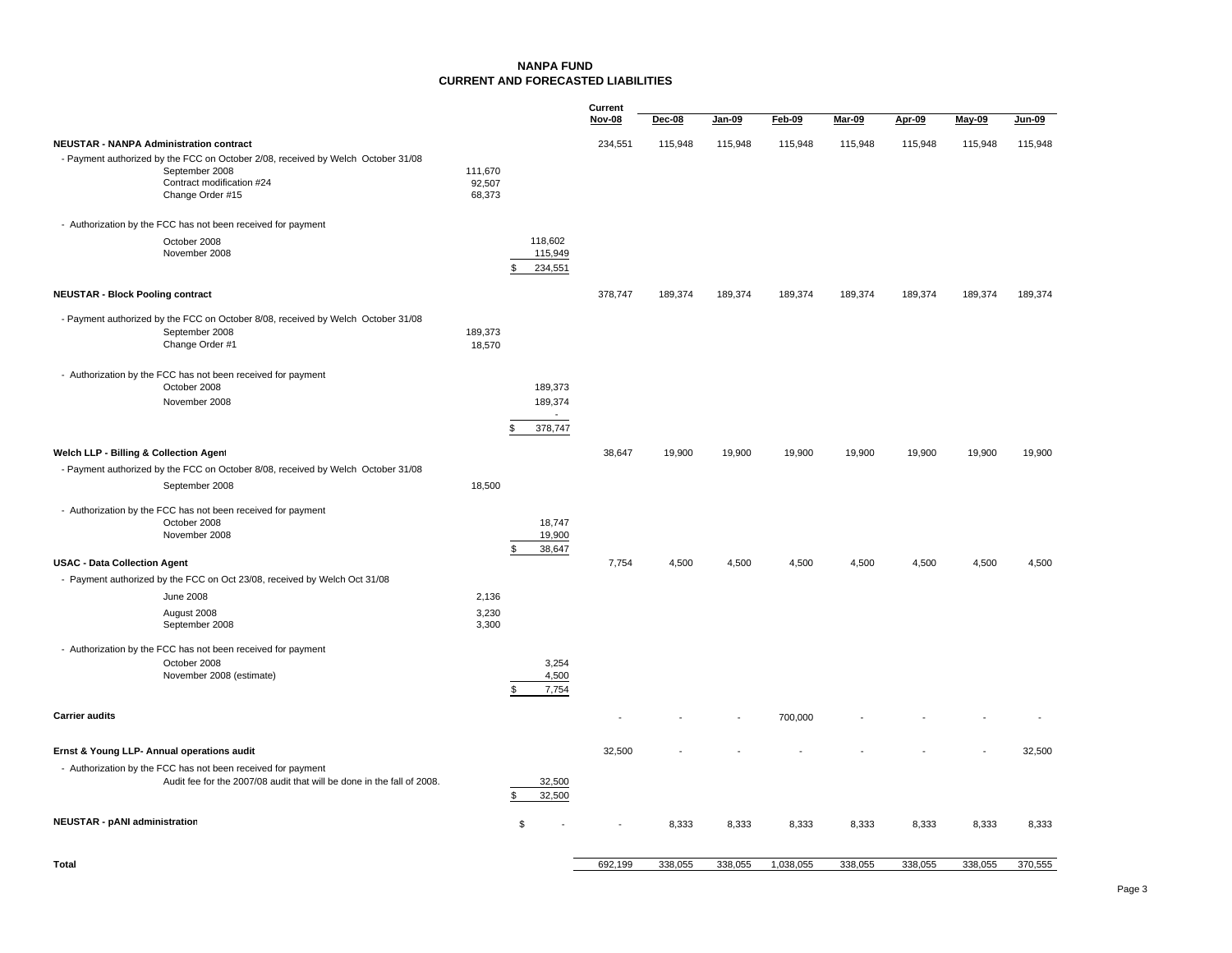# NANPA FUND
## CURRENT AND FORECASTED LIABILITIES

| | | | Current Nov-08 | Dec-08 | Jan-09 | Feb-09 | Mar-09 | Apr-09 | May-09 | Jun-09 |
|---|---|---|---|---|---|---|---|---|---|---|
| **NEUSTAR - NANPA Administration contract** | | | 234,551 | 115,948 | 115,948 | 115,948 | 115,948 | 115,948 | 115,948 | 115,948 |
| - Payment authorized by the FCC on October 2/08, received by Welch October 31/08 | | | | | | | | | | |
| September 2008 | 111,670 | | | | | | | | | |
| Contract modification #24 | 92,507 | | | | | | | | | |
| Change Order #15 | 68,373 | | | | | | | | | |
| - Authorization by the FCC has not been received for payment | | | | | | | | | | |
| October 2008 | | 118,602 | | | | | | | | |
| November 2008 | | 115,949 | | | | | | | | |
| | | $ 234,551 | | | | | | | | |
| **NEUSTAR - Block Pooling contract** | | | 378,747 | 189,374 | 189,374 | 189,374 | 189,374 | 189,374 | 189,374 | 189,374 |
| - Payment authorized by the FCC on October 8/08, received by Welch October 31/08 | | | | | | | | | | |
| September 2008 | 189,373 | | | | | | | | | |
| Change Order #1 | 18,570 | | | | | | | | | |
| - Authorization by the FCC has not been received for payment | | | | | | | | | | |
| October 2008 | | 189,373 | | | | | | | | |
| November 2008 | | 189,374 | | | | | | | | |
| | | - | | | | | | | | |
| | | $ 378,747 | | | | | | | | |
| **Welch LLP - Billing & Collection Agent** | | | 38,647 | 19,900 | 19,900 | 19,900 | 19,900 | 19,900 | 19,900 | 19,900 |
| - Payment authorized by the FCC on October 8/08, received by Welch October 31/08 | | | | | | | | | | |
| September 2008 | 18,500 | | | | | | | | | |
| - Authorization by the FCC has not been received for payment | | | | | | | | | | |
| October 2008 | | 18,747 | | | | | | | | |
| November 2008 | | 19,900 | | | | | | | | |
| | | $ 38,647 | | | | | | | | |
| **USAC - Data Collection Agent** | | | 7,754 | 4,500 | 4,500 | 4,500 | 4,500 | 4,500 | 4,500 | 4,500 |
| - Payment authorized by the FCC on Oct 23/08, received by Welch Oct 31/08 | | | | | | | | | | |
| June 2008 | 2,136 | | | | | | | | | |
| August 2008 | 3,230 | | | | | | | | | |
| September 2008 | 3,300 | | | | | | | | | |
| - Authorization by the FCC has not been received for payment | | | | | | | | | | |
| October 2008 | | 3,254 | | | | | | | | |
| November 2008 (estimate) | | 4,500 | | | | | | | | |
| | | $ 7,754 | | | | | | | | |
| **Carrier audits** | | | - | - | - | 700,000 | - | - | - | - |
| **Ernst & Young LLP- Annual operations audit** | | | 32,500 | - | - | - | - | - | - | 32,500 |
| - Authorization by the FCC has not been received for payment | | | | | | | | | | |
| Audit fee for the 2007/08 audit that will be done in the fall of 2008. | | 32,500 | | | | | | | | |
| | | $ 32,500 | | | | | | | | |
| **NEUSTAR - pANI administration** | | $ - | - | 8,333 | 8,333 | 8,333 | 8,333 | 8,333 | 8,333 | 8,333 |
| **Total** | | | 692,199 | 338,055 | 338,055 | 1,038,055 | 338,055 | 338,055 | 338,055 | 370,555 |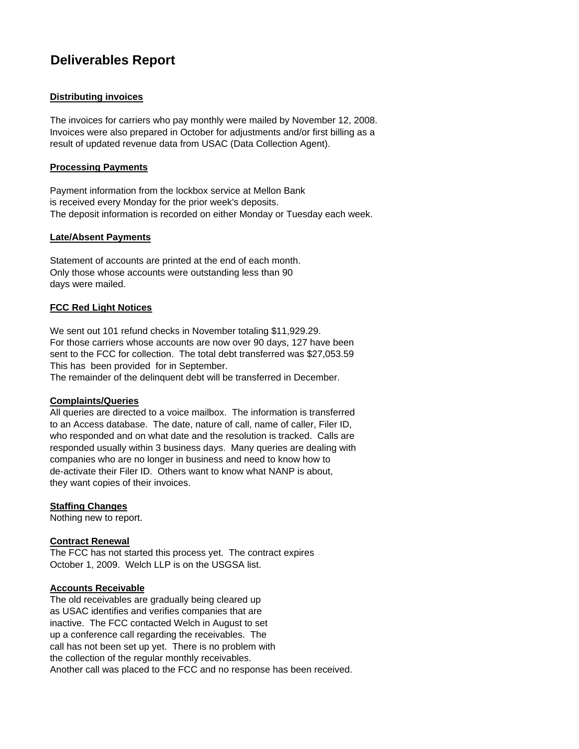# Deliverables Report

**Distributing invoices**

The invoices for carriers who pay monthly were mailed by November 12, 2008. Invoices were also prepared in October for adjustments and/or first billing as a result of updated revenue data from USAC (Data Collection Agent).

**Processing Payments**

Payment information from the lockbox service at Mellon Bank is received every Monday for the prior week's deposits.
The deposit information is recorded on either Monday or Tuesday each week.

**Late/Absent Payments**

Statement of accounts are printed at the end of each month. Only those whose accounts were outstanding less than 90 days were mailed.

**FCC Red Light Notices**

We sent out 101 refund checks in November totaling $11,929.29.
For those carriers whose accounts are now over 90 days, 127 have been sent to the FCC for collection. The total debt transferred was $27,053.59
This has been provided for in September.
The remainder of the delinquent debt will be transferred in December.

**Complaints/Queries**

All queries are directed to a voice mailbox. The information is transferred to an Access database. The date, nature of call, name of caller, Filer ID, who responded and on what date and the resolution is tracked. Calls are responded usually within 3 business days. Many queries are dealing with companies who are no longer in business and need to know how to de-activate their Filer ID. Others want to know what NANP is about, they want copies of their invoices.

**Staffing Changes**

Nothing new to report.

**Contract Renewal**

The FCC has not started this process yet. The contract expires October 1, 2009. Welch LLP is on the USGSA list.

**Accounts Receivable**

The old receivables are gradually being cleared up as USAC identifies and verifies companies that are inactive. The FCC contacted Welch in August to set up a conference call regarding the receivables. The call has not been set up yet. There is no problem with the collection of the regular monthly receivables.
Another call was placed to the FCC and no response has been received.